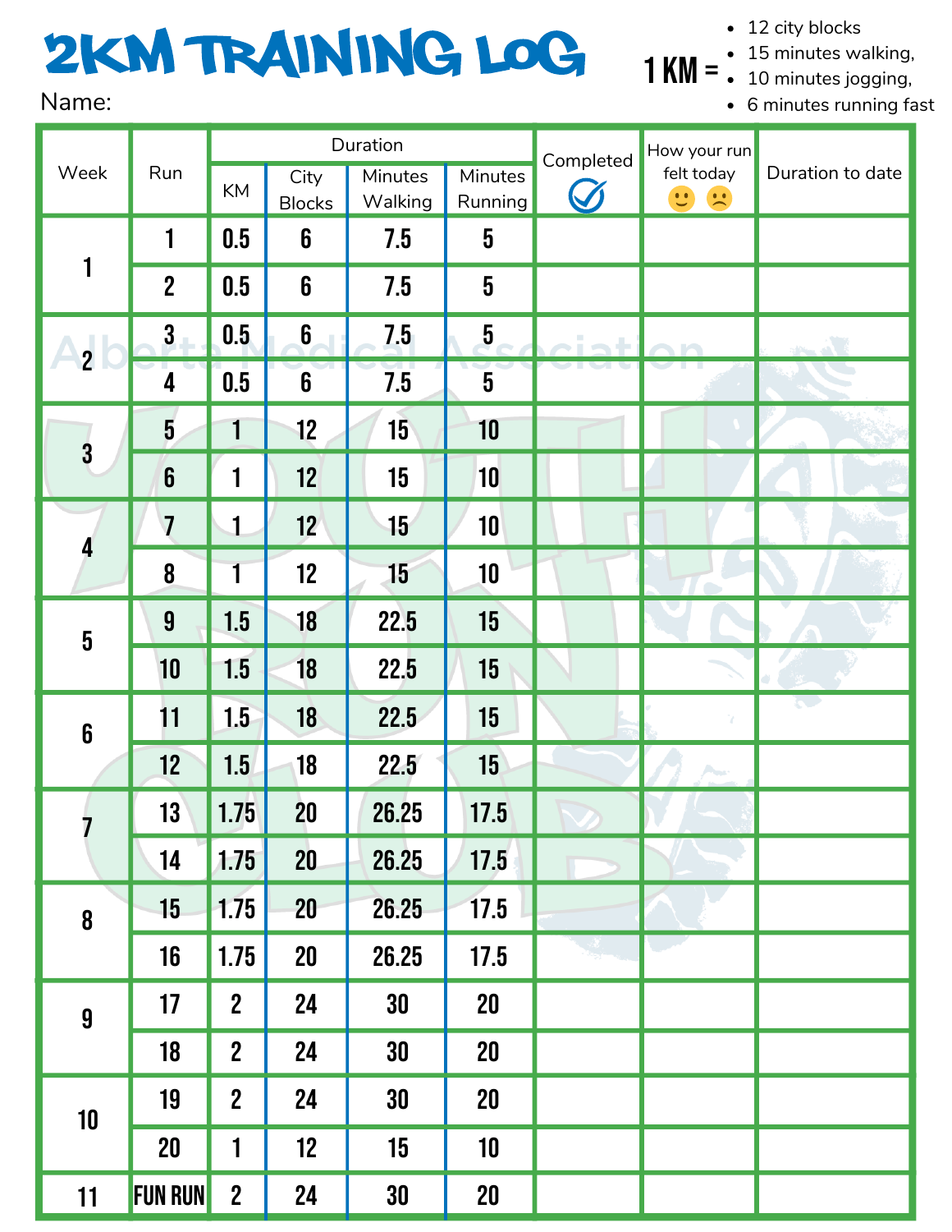# 2KM TRAINING LOG

Name:

1 KM =
- 12 city blocks
- 15 minutes walking,
- 10 minutes jogging,
- 6 minutes running fast

| Week | Run | Duration | | | | Completed ✓ | How your run felt today 🙂 🙁 | Duration to date |
|---|---|---|---|---|---|---|---|---|
| | | KM | City Blocks | Minutes Walking | Minutes Running | | | |
| 1 | 1 | 0.5 | 6 | 7.5 | 5 | | | |
| | 2 | 0.5 | 6 | 7.5 | 5 | | | |
| 2 | 3 | 0.5 | 6 | 7.5 | 5 | | | |
| | 4 | 0.5 | 6 | 7.5 | 5 | | | |
| 3 | 5 | 1 | 12 | 15 | 10 | | | |
| | 6 | 1 | 12 | 15 | 10 | | | |
| 4 | 7 | 1 | 12 | 15 | 10 | | | |
| | 8 | 1 | 12 | 15 | 10 | | | |
| 5 | 9 | 1.5 | 18 | 22.5 | 15 | | | |
| | 10 | 1.5 | 18 | 22.5 | 15 | | | |
| 6 | 11 | 1.5 | 18 | 22.5 | 15 | | | |
| | 12 | 1.5 | 18 | 22.5 | 15 | | | |
| 7 | 13 | 1.75 | 20 | 26.25 | 17.5 | | | |
| | 14 | 1.75 | 20 | 26.25 | 17.5 | | | |
| 8 | 15 | 1.75 | 20 | 26.25 | 17.5 | | | |
| | 16 | 1.75 | 20 | 26.25 | 17.5 | | | |
| 9 | 17 | 2 | 24 | 30 | 20 | | | |
| | 18 | 2 | 24 | 30 | 20 | | | |
| 10 | 19 | 2 | 24 | 30 | 20 | | | |
| | 20 | 1 | 12 | 15 | 10 | | | |
| 11 | FUN RUN | 2 | 24 | 30 | 20 | | | |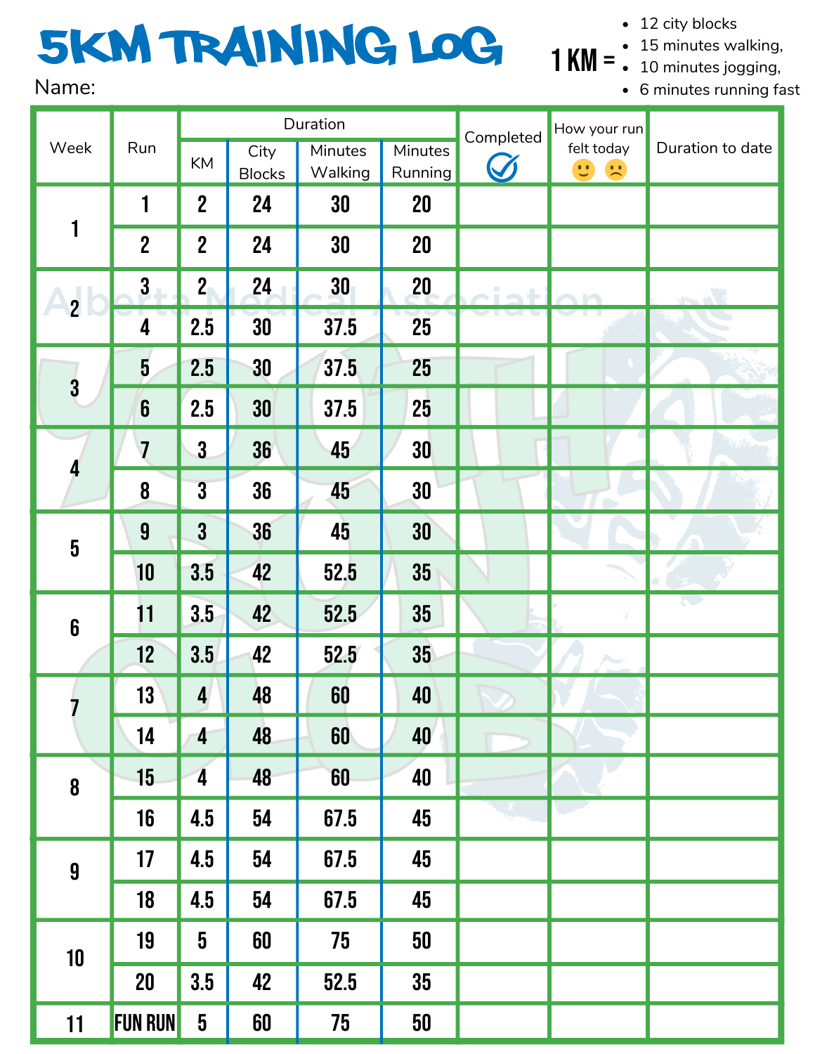# 5KM TRAINING LOG

Name:

1 KM =
- 12 city blocks
- 15 minutes walking,
- 10 minutes jogging,
- 6 minutes running fast

| Week | Run | Duration | | | | Completed | How your run felt today 🙂 🙁 | Duration to date |
|---|---|---|---|---|---|---|---|---|
| | | KM | City Blocks | Minutes Walking | Minutes Running | | | |
| 1 | 1 | 2 | 24 | 30 | 20 | | | |
| | 2 | 2 | 24 | 30 | 20 | | | |
| 2 | 3 | 2 | 24 | 30 | 20 | | | |
| | 4 | 2.5 | 30 | 37.5 | 25 | | | |
| 3 | 5 | 2.5 | 30 | 37.5 | 25 | | | |
| | 6 | 2.5 | 30 | 37.5 | 25 | | | |
| 4 | 7 | 3 | 36 | 45 | 30 | | | |
| | 8 | 3 | 36 | 45 | 30 | | | |
| 5 | 9 | 3 | 36 | 45 | 30 | | | |
| | 10 | 3.5 | 42 | 52.5 | 35 | | | |
| 6 | 11 | 3.5 | 42 | 52.5 | 35 | | | |
| | 12 | 3.5 | 42 | 52.5 | 35 | | | |
| 7 | 13 | 4 | 48 | 60 | 40 | | | |
| | 14 | 4 | 48 | 60 | 40 | | | |
| 8 | 15 | 4 | 48 | 60 | 40 | | | |
| | 16 | 4.5 | 54 | 67.5 | 45 | | | |
| 9 | 17 | 4.5 | 54 | 67.5 | 45 | | | |
| | 18 | 4.5 | 54 | 67.5 | 45 | | | |
| 10 | 19 | 5 | 60 | 75 | 50 | | | |
| | 20 | 3.5 | 42 | 52.5 | 35 | | | |
| 11 | FUN RUN | 5 | 60 | 75 | 50 | | | |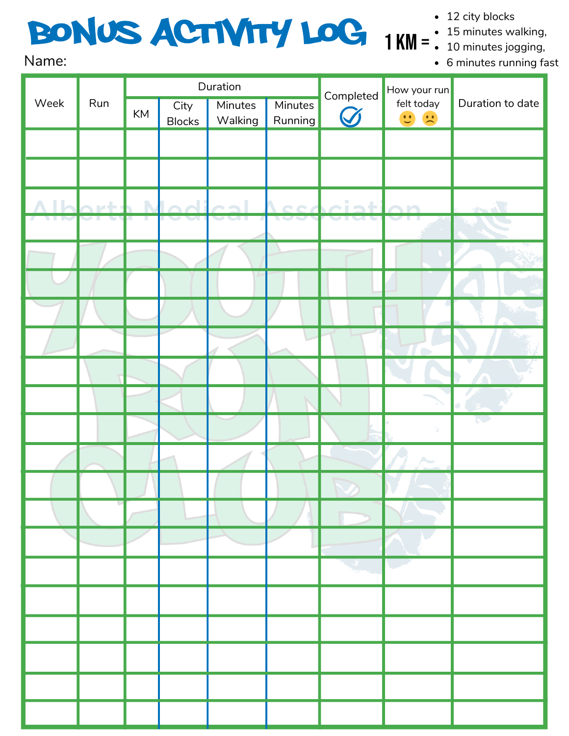# BONUS ACTIVITY LOG

**1 KM =**

- 12 city blocks
- 15 minutes walking,
- 10 minutes jogging,
- 6 minutes running fast

Name:

| Week | Run | Duration | | | | Completed ✓ | How your run felt today 🙂 🙁 | Duration to date |
|---|---|---|---|---|---|---|---|---|
| | | KM | City Blocks | Minutes Walking | Minutes Running | | | |
| | | | | | | | | |
| | | | | | | | | |
| | | | | | | | | |
| | | | | | | | | |
| | | | | | | | | |
| | | | | | | | | |
| | | | | | | | | |
| | | | | | | | | |
| | | | | | | | | |
| | | | | | | | | |
| | | | | | | | | |
| | | | | | | | | |
| | | | | | | | | |
| | | | | | | | | |
| | | | | | | | | |
| | | | | | | | | |
| | | | | | | | | |
| | | | | | | | | |
| | | | | | | | | |
| | | | | | | | | |
| | | | | | | | | |
| | | | | | | | | |

Alberta Medical Association

YOUTH RUN CLUB